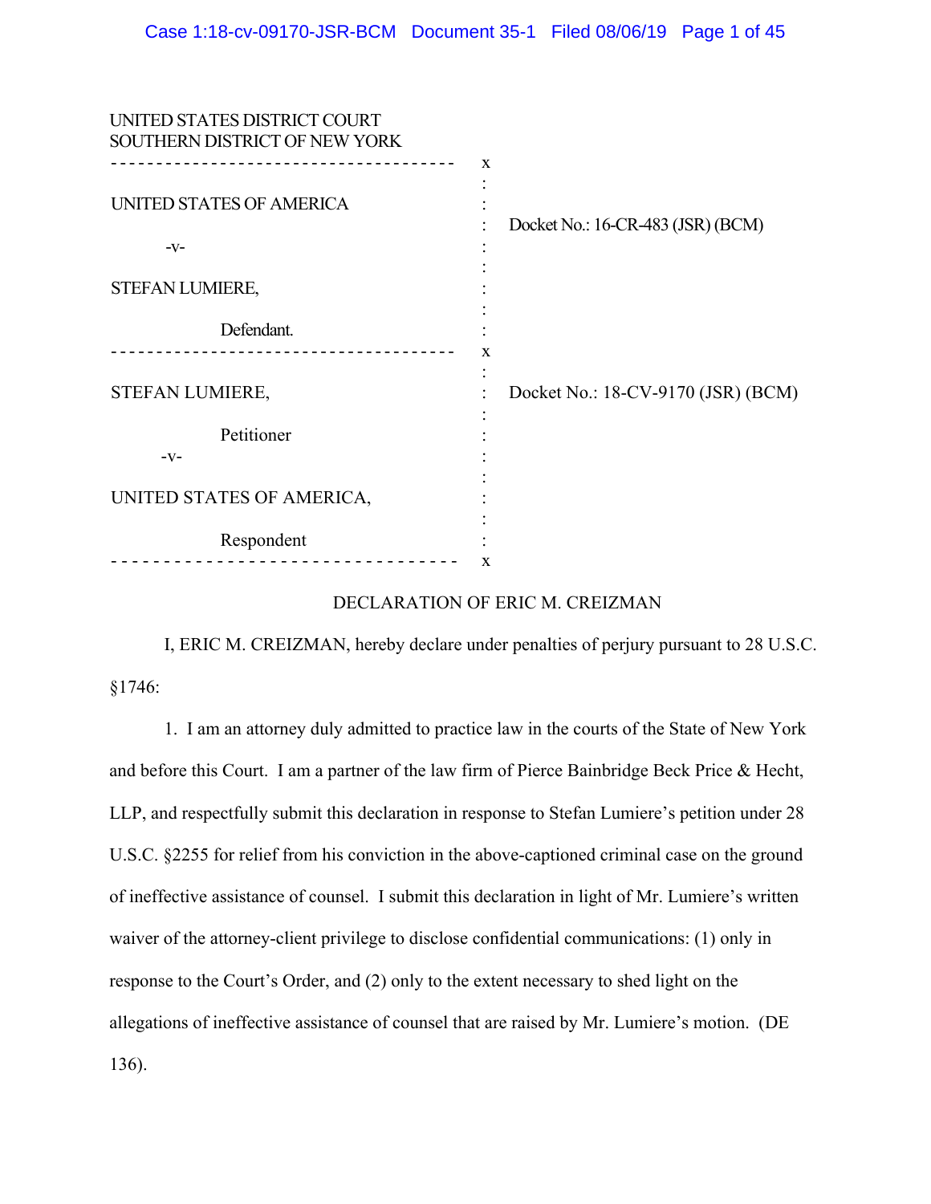UNITED STATES DISTRICT COURT
SOUTHERN DISTRICT OF NEW YORK

| | |
|---|---|
| UNITED STATES OF AMERICA<br><br>-v-<br><br>STEFAN LUMIERE,<br><br>Defendant. | Docket No.: 16-CR-483 (JSR) (BCM) |
| STEFAN LUMIERE,<br><br>Petitioner<br><br>-v-<br><br>UNITED STATES OF AMERICA,<br><br>Respondent | Docket No.: 18-CV-9170 (JSR) (BCM) |

DECLARATION OF ERIC M. CREIZMAN

I, ERIC M. CREIZMAN, hereby declare under penalties of perjury pursuant to 28 U.S.C. §1746:

1. I am an attorney duly admitted to practice law in the courts of the State of New York and before this Court. I am a partner of the law firm of Pierce Bainbridge Beck Price & Hecht, LLP, and respectfully submit this declaration in response to Stefan Lumiere's petition under 28 U.S.C. §2255 for relief from his conviction in the above-captioned criminal case on the ground of ineffective assistance of counsel. I submit this declaration in light of Mr. Lumiere's written waiver of the attorney-client privilege to disclose confidential communications: (1) only in response to the Court's Order, and (2) only to the extent necessary to shed light on the allegations of ineffective assistance of counsel that are raised by Mr. Lumiere's motion. (DE 136).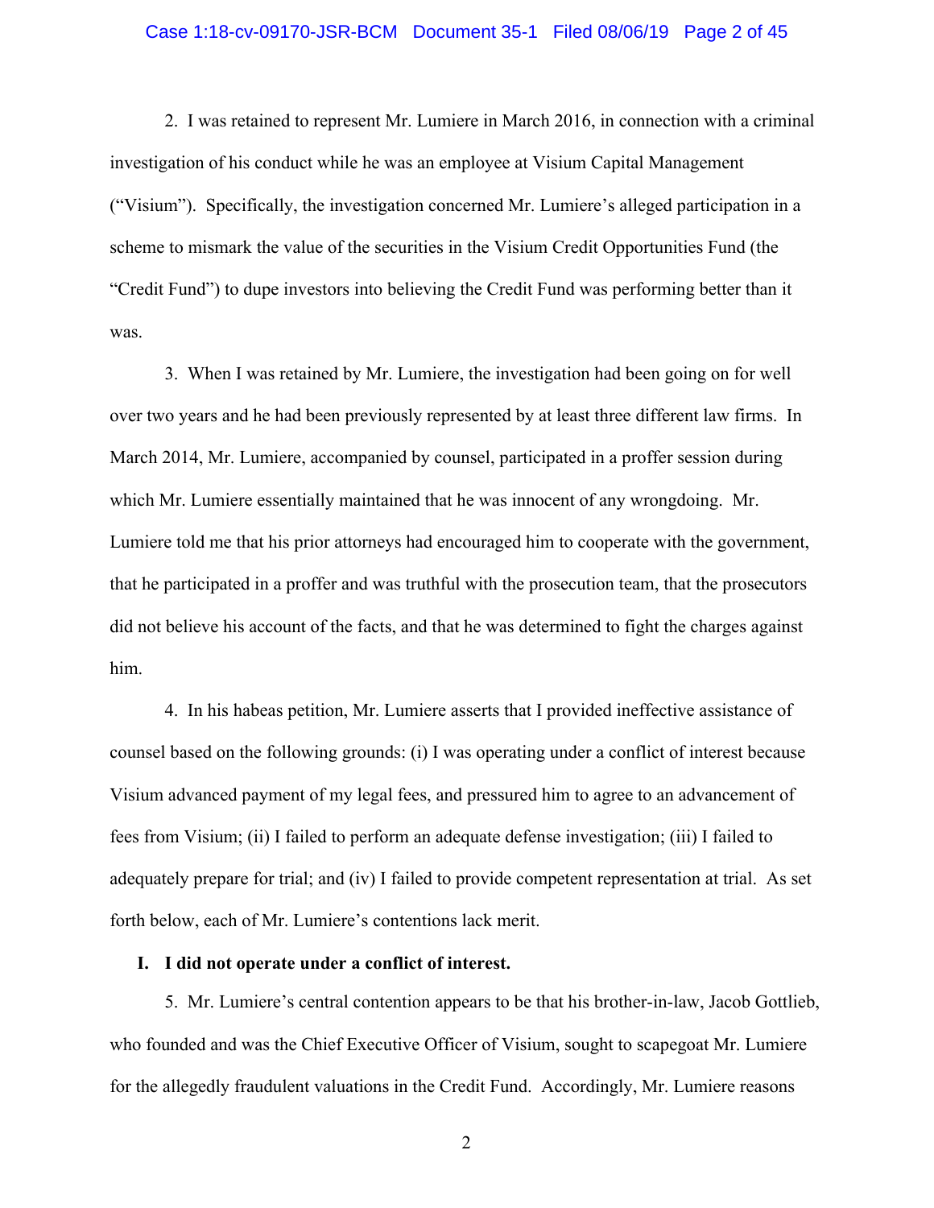2. I was retained to represent Mr. Lumiere in March 2016, in connection with a criminal investigation of his conduct while he was an employee at Visium Capital Management ("Visium"). Specifically, the investigation concerned Mr. Lumiere's alleged participation in a scheme to mismark the value of the securities in the Visium Credit Opportunities Fund (the "Credit Fund") to dupe investors into believing the Credit Fund was performing better than it was.

3. When I was retained by Mr. Lumiere, the investigation had been going on for well over two years and he had been previously represented by at least three different law firms. In March 2014, Mr. Lumiere, accompanied by counsel, participated in a proffer session during which Mr. Lumiere essentially maintained that he was innocent of any wrongdoing. Mr. Lumiere told me that his prior attorneys had encouraged him to cooperate with the government, that he participated in a proffer and was truthful with the prosecution team, that the prosecutors did not believe his account of the facts, and that he was determined to fight the charges against him.

4. In his habeas petition, Mr. Lumiere asserts that I provided ineffective assistance of counsel based on the following grounds: (i) I was operating under a conflict of interest because Visium advanced payment of my legal fees, and pressured him to agree to an advancement of fees from Visium; (ii) I failed to perform an adequate defense investigation; (iii) I failed to adequately prepare for trial; and (iv) I failed to provide competent representation at trial. As set forth below, each of Mr. Lumiere's contentions lack merit.

## I. I did not operate under a conflict of interest.

5. Mr. Lumiere's central contention appears to be that his brother-in-law, Jacob Gottlieb, who founded and was the Chief Executive Officer of Visium, sought to scapegoat Mr. Lumiere for the allegedly fraudulent valuations in the Credit Fund. Accordingly, Mr. Lumiere reasons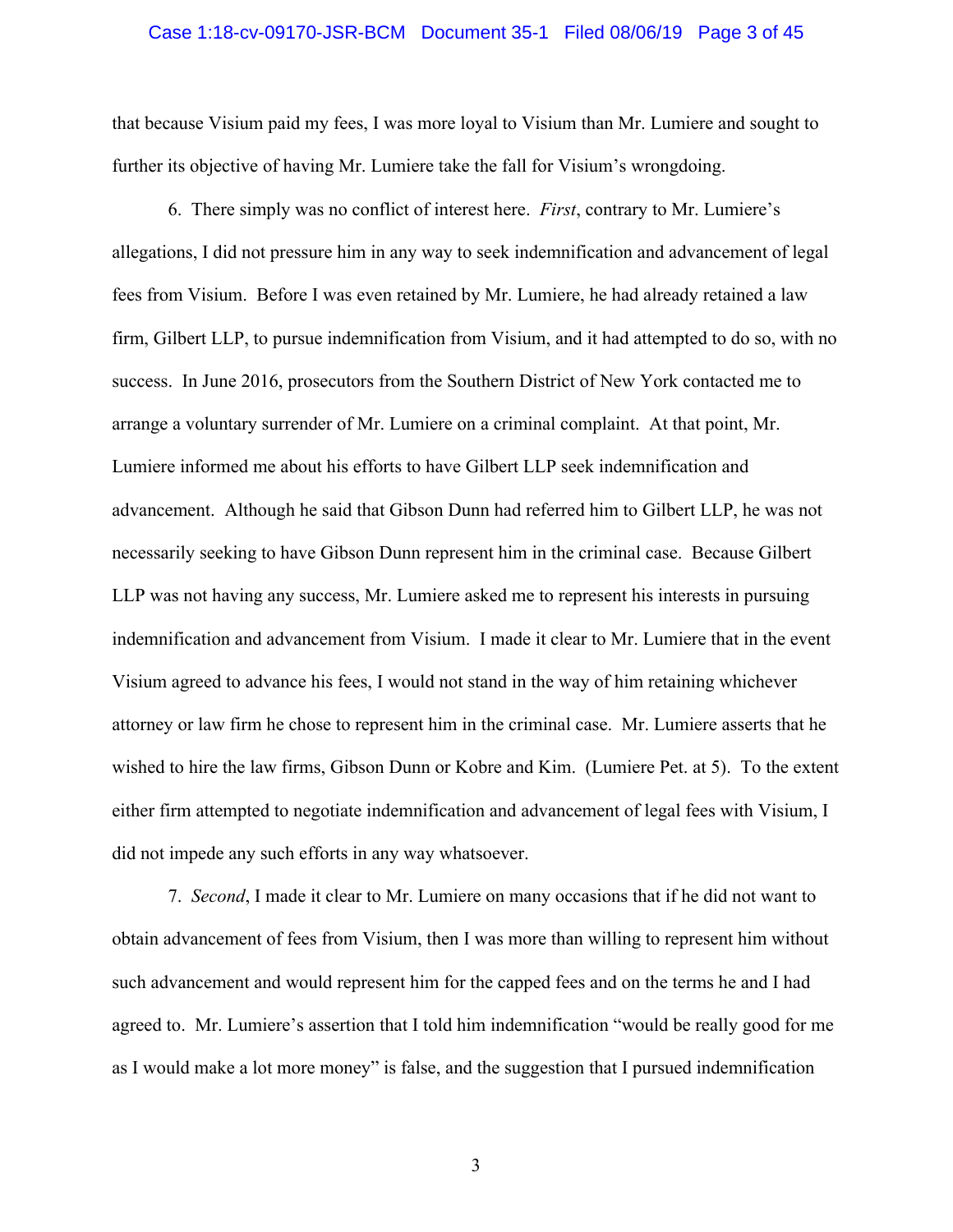that because Visium paid my fees, I was more loyal to Visium than Mr. Lumiere and sought to further its objective of having Mr. Lumiere take the fall for Visium's wrongdoing.

6. There simply was no conflict of interest here. *First*, contrary to Mr. Lumiere's allegations, I did not pressure him in any way to seek indemnification and advancement of legal fees from Visium. Before I was even retained by Mr. Lumiere, he had already retained a law firm, Gilbert LLP, to pursue indemnification from Visium, and it had attempted to do so, with no success. In June 2016, prosecutors from the Southern District of New York contacted me to arrange a voluntary surrender of Mr. Lumiere on a criminal complaint. At that point, Mr. Lumiere informed me about his efforts to have Gilbert LLP seek indemnification and advancement. Although he said that Gibson Dunn had referred him to Gilbert LLP, he was not necessarily seeking to have Gibson Dunn represent him in the criminal case. Because Gilbert LLP was not having any success, Mr. Lumiere asked me to represent his interests in pursuing indemnification and advancement from Visium. I made it clear to Mr. Lumiere that in the event Visium agreed to advance his fees, I would not stand in the way of him retaining whichever attorney or law firm he chose to represent him in the criminal case. Mr. Lumiere asserts that he wished to hire the law firms, Gibson Dunn or Kobre and Kim. (Lumiere Pet. at 5). To the extent either firm attempted to negotiate indemnification and advancement of legal fees with Visium, I did not impede any such efforts in any way whatsoever.

7. *Second*, I made it clear to Mr. Lumiere on many occasions that if he did not want to obtain advancement of fees from Visium, then I was more than willing to represent him without such advancement and would represent him for the capped fees and on the terms he and I had agreed to. Mr. Lumiere's assertion that I told him indemnification "would be really good for me as I would make a lot more money" is false, and the suggestion that I pursued indemnification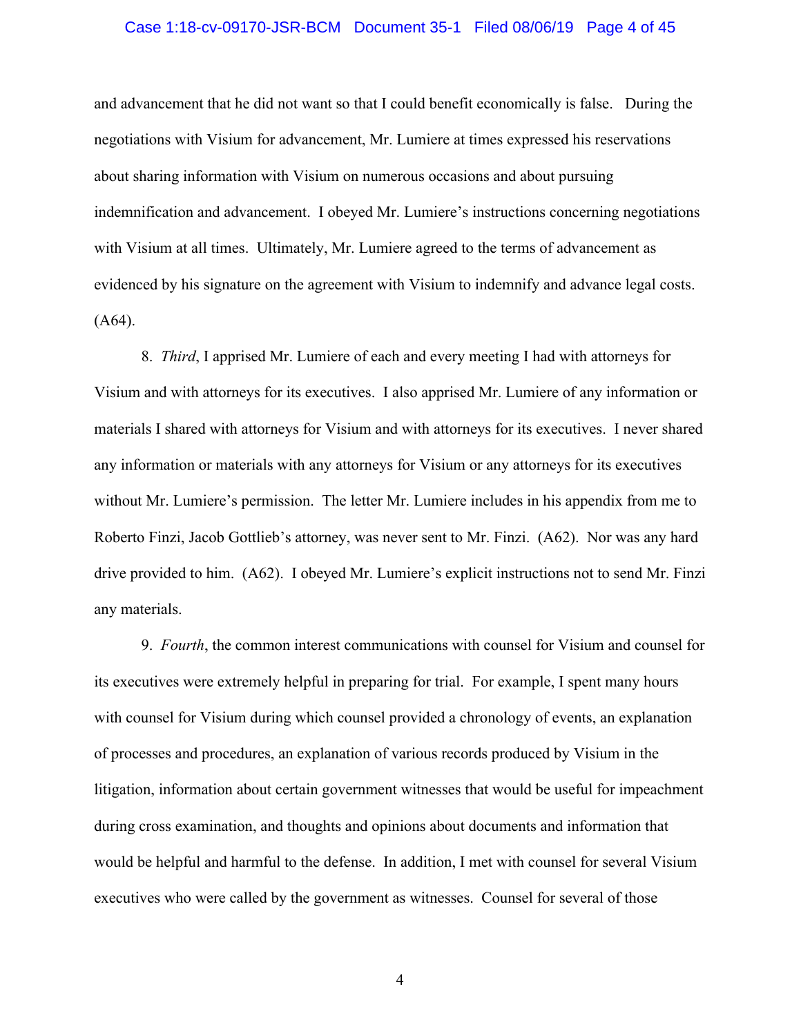and advancement that he did not want so that I could benefit economically is false. During the negotiations with Visium for advancement, Mr. Lumiere at times expressed his reservations about sharing information with Visium on numerous occasions and about pursuing indemnification and advancement. I obeyed Mr. Lumiere's instructions concerning negotiations with Visium at all times. Ultimately, Mr. Lumiere agreed to the terms of advancement as evidenced by his signature on the agreement with Visium to indemnify and advance legal costs. (A64).

8. *Third*, I apprised Mr. Lumiere of each and every meeting I had with attorneys for Visium and with attorneys for its executives. I also apprised Mr. Lumiere of any information or materials I shared with attorneys for Visium and with attorneys for its executives. I never shared any information or materials with any attorneys for Visium or any attorneys for its executives without Mr. Lumiere's permission. The letter Mr. Lumiere includes in his appendix from me to Roberto Finzi, Jacob Gottlieb's attorney, was never sent to Mr. Finzi. (A62). Nor was any hard drive provided to him. (A62). I obeyed Mr. Lumiere's explicit instructions not to send Mr. Finzi any materials.

9. *Fourth*, the common interest communications with counsel for Visium and counsel for its executives were extremely helpful in preparing for trial. For example, I spent many hours with counsel for Visium during which counsel provided a chronology of events, an explanation of processes and procedures, an explanation of various records produced by Visium in the litigation, information about certain government witnesses that would be useful for impeachment during cross examination, and thoughts and opinions about documents and information that would be helpful and harmful to the defense. In addition, I met with counsel for several Visium executives who were called by the government as witnesses. Counsel for several of those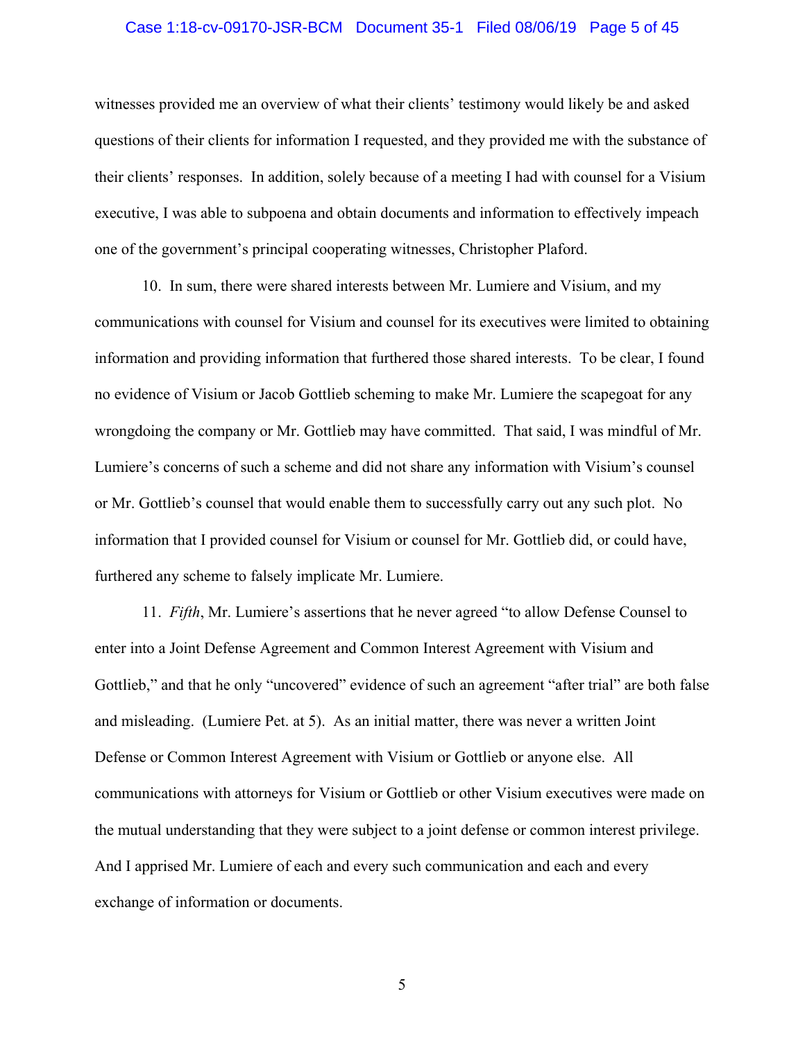witnesses provided me an overview of what their clients' testimony would likely be and asked questions of their clients for information I requested, and they provided me with the substance of their clients' responses. In addition, solely because of a meeting I had with counsel for a Visium executive, I was able to subpoena and obtain documents and information to effectively impeach one of the government's principal cooperating witnesses, Christopher Plaford.

10. In sum, there were shared interests between Mr. Lumiere and Visium, and my communications with counsel for Visium and counsel for its executives were limited to obtaining information and providing information that furthered those shared interests. To be clear, I found no evidence of Visium or Jacob Gottlieb scheming to make Mr. Lumiere the scapegoat for any wrongdoing the company or Mr. Gottlieb may have committed. That said, I was mindful of Mr. Lumiere's concerns of such a scheme and did not share any information with Visium's counsel or Mr. Gottlieb's counsel that would enable them to successfully carry out any such plot. No information that I provided counsel for Visium or counsel for Mr. Gottlieb did, or could have, furthered any scheme to falsely implicate Mr. Lumiere.

11. *Fifth*, Mr. Lumiere's assertions that he never agreed "to allow Defense Counsel to enter into a Joint Defense Agreement and Common Interest Agreement with Visium and Gottlieb," and that he only "uncovered" evidence of such an agreement "after trial" are both false and misleading. (Lumiere Pet. at 5). As an initial matter, there was never a written Joint Defense or Common Interest Agreement with Visium or Gottlieb or anyone else. All communications with attorneys for Visium or Gottlieb or other Visium executives were made on the mutual understanding that they were subject to a joint defense or common interest privilege. And I apprised Mr. Lumiere of each and every such communication and each and every exchange of information or documents.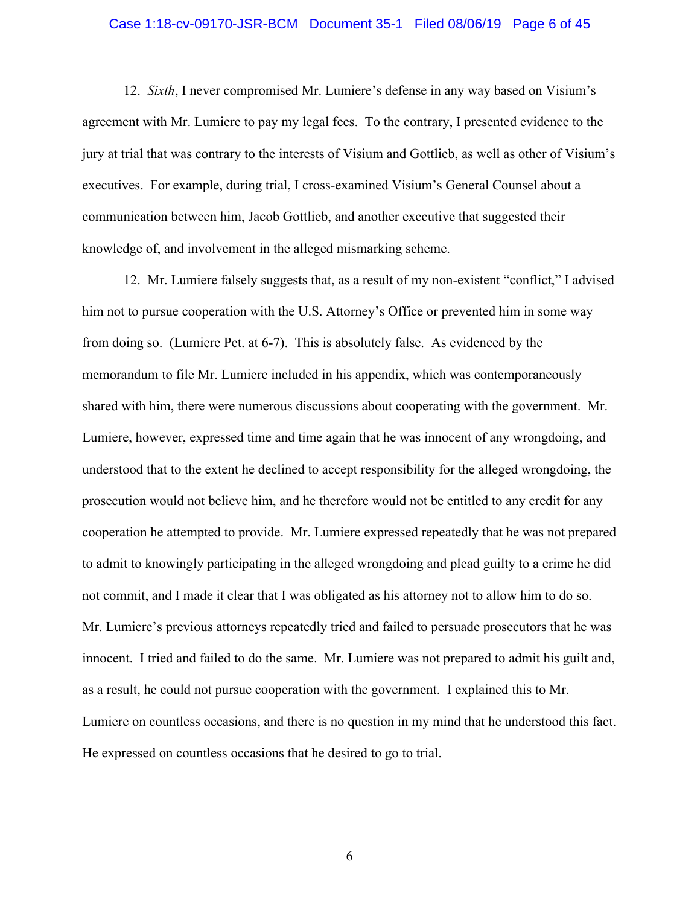12. *Sixth*, I never compromised Mr. Lumiere's defense in any way based on Visium's agreement with Mr. Lumiere to pay my legal fees. To the contrary, I presented evidence to the jury at trial that was contrary to the interests of Visium and Gottlieb, as well as other of Visium's executives. For example, during trial, I cross-examined Visium's General Counsel about a communication between him, Jacob Gottlieb, and another executive that suggested their knowledge of, and involvement in the alleged mismarking scheme.

12. Mr. Lumiere falsely suggests that, as a result of my non-existent "conflict," I advised him not to pursue cooperation with the U.S. Attorney's Office or prevented him in some way from doing so. (Lumiere Pet. at 6-7). This is absolutely false. As evidenced by the memorandum to file Mr. Lumiere included in his appendix, which was contemporaneously shared with him, there were numerous discussions about cooperating with the government. Mr. Lumiere, however, expressed time and time again that he was innocent of any wrongdoing, and understood that to the extent he declined to accept responsibility for the alleged wrongdoing, the prosecution would not believe him, and he therefore would not be entitled to any credit for any cooperation he attempted to provide. Mr. Lumiere expressed repeatedly that he was not prepared to admit to knowingly participating in the alleged wrongdoing and plead guilty to a crime he did not commit, and I made it clear that I was obligated as his attorney not to allow him to do so. Mr. Lumiere's previous attorneys repeatedly tried and failed to persuade prosecutors that he was innocent. I tried and failed to do the same. Mr. Lumiere was not prepared to admit his guilt and, as a result, he could not pursue cooperation with the government. I explained this to Mr. Lumiere on countless occasions, and there is no question in my mind that he understood this fact. He expressed on countless occasions that he desired to go to trial.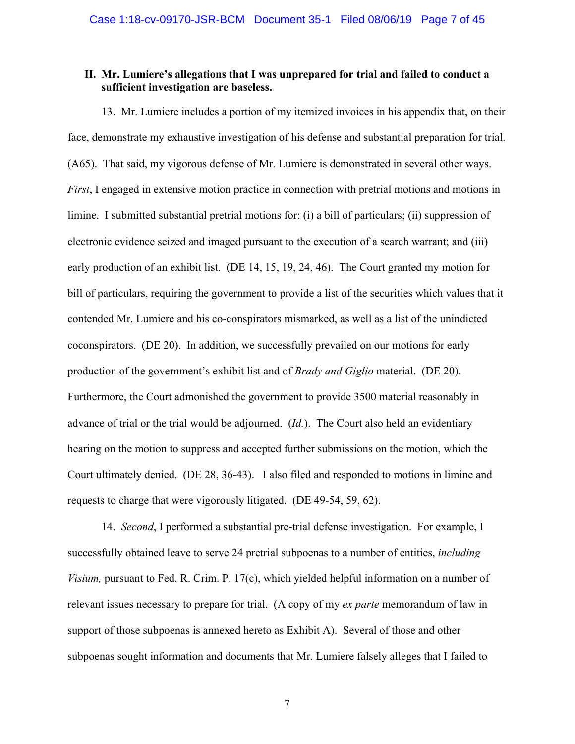## II. Mr. Lumiere's allegations that I was unprepared for trial and failed to conduct a sufficient investigation are baseless.

13. Mr. Lumiere includes a portion of my itemized invoices in his appendix that, on their face, demonstrate my exhaustive investigation of his defense and substantial preparation for trial. (A65). That said, my vigorous defense of Mr. Lumiere is demonstrated in several other ways. *First*, I engaged in extensive motion practice in connection with pretrial motions and motions in limine. I submitted substantial pretrial motions for: (i) a bill of particulars; (ii) suppression of electronic evidence seized and imaged pursuant to the execution of a search warrant; and (iii) early production of an exhibit list. (DE 14, 15, 19, 24, 46). The Court granted my motion for bill of particulars, requiring the government to provide a list of the securities which values that it contended Mr. Lumiere and his co-conspirators mismarked, as well as a list of the unindicted coconspirators. (DE 20). In addition, we successfully prevailed on our motions for early production of the government's exhibit list and of *Brady and Giglio* material. (DE 20). Furthermore, the Court admonished the government to provide 3500 material reasonably in advance of trial or the trial would be adjourned. (*Id.*). The Court also held an evidentiary hearing on the motion to suppress and accepted further submissions on the motion, which the Court ultimately denied. (DE 28, 36-43). I also filed and responded to motions in limine and requests to charge that were vigorously litigated. (DE 49-54, 59, 62).

14. *Second*, I performed a substantial pre-trial defense investigation. For example, I successfully obtained leave to serve 24 pretrial subpoenas to a number of entities, *including Visium,* pursuant to Fed. R. Crim. P. 17(c), which yielded helpful information on a number of relevant issues necessary to prepare for trial. (A copy of my *ex parte* memorandum of law in support of those subpoenas is annexed hereto as Exhibit A). Several of those and other subpoenas sought information and documents that Mr. Lumiere falsely alleges that I failed to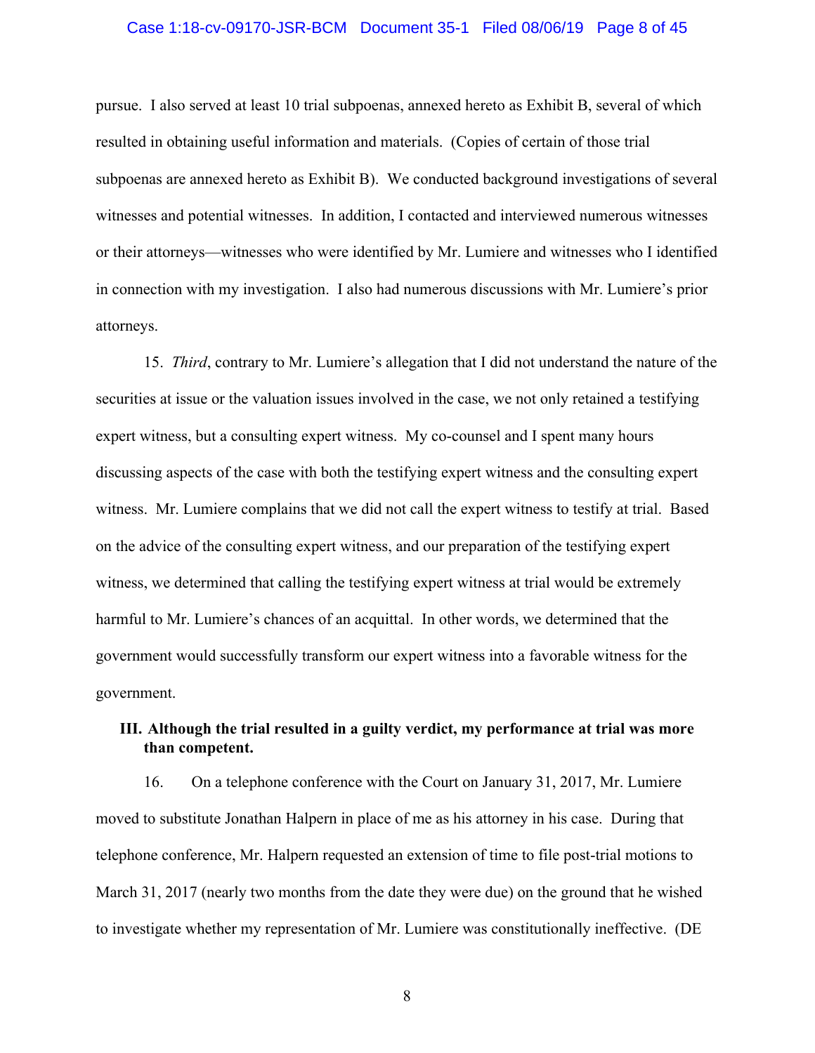pursue. I also served at least 10 trial subpoenas, annexed hereto as Exhibit B, several of which resulted in obtaining useful information and materials. (Copies of certain of those trial subpoenas are annexed hereto as Exhibit B). We conducted background investigations of several witnesses and potential witnesses. In addition, I contacted and interviewed numerous witnesses or their attorneys—witnesses who were identified by Mr. Lumiere and witnesses who I identified in connection with my investigation. I also had numerous discussions with Mr. Lumiere's prior attorneys.

15. *Third*, contrary to Mr. Lumiere's allegation that I did not understand the nature of the securities at issue or the valuation issues involved in the case, we not only retained a testifying expert witness, but a consulting expert witness. My co-counsel and I spent many hours discussing aspects of the case with both the testifying expert witness and the consulting expert witness. Mr. Lumiere complains that we did not call the expert witness to testify at trial. Based on the advice of the consulting expert witness, and our preparation of the testifying expert witness, we determined that calling the testifying expert witness at trial would be extremely harmful to Mr. Lumiere's chances of an acquittal. In other words, we determined that the government would successfully transform our expert witness into a favorable witness for the government.

### III. Although the trial resulted in a guilty verdict, my performance at trial was more than competent.

16. On a telephone conference with the Court on January 31, 2017, Mr. Lumiere moved to substitute Jonathan Halpern in place of me as his attorney in his case. During that telephone conference, Mr. Halpern requested an extension of time to file post-trial motions to March 31, 2017 (nearly two months from the date they were due) on the ground that he wished to investigate whether my representation of Mr. Lumiere was constitutionally ineffective. (DE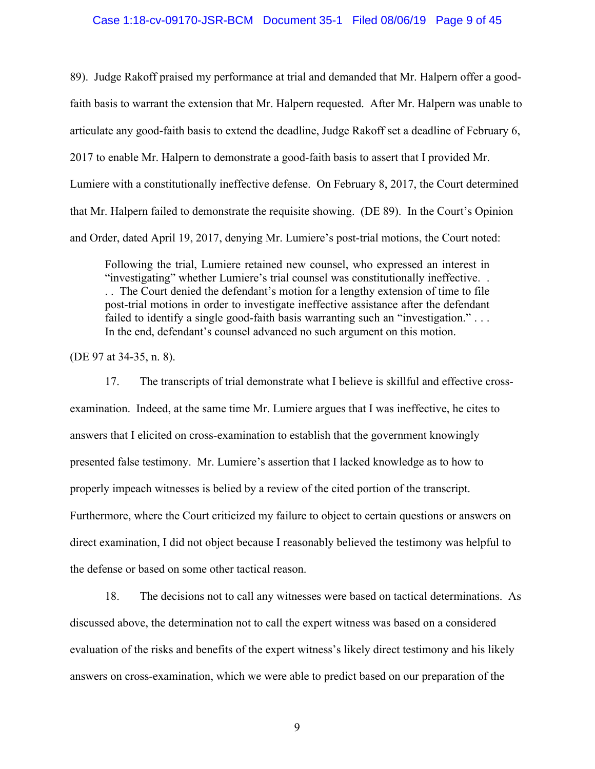89). Judge Rakoff praised my performance at trial and demanded that Mr. Halpern offer a good-faith basis to warrant the extension that Mr. Halpern requested. After Mr. Halpern was unable to articulate any good-faith basis to extend the deadline, Judge Rakoff set a deadline of February 6, 2017 to enable Mr. Halpern to demonstrate a good-faith basis to assert that I provided Mr. Lumiere with a constitutionally ineffective defense. On February 8, 2017, the Court determined that Mr. Halpern failed to demonstrate the requisite showing. (DE 89). In the Court's Opinion and Order, dated April 19, 2017, denying Mr. Lumiere's post-trial motions, the Court noted:

> Following the trial, Lumiere retained new counsel, who expressed an interest in "investigating" whether Lumiere's trial counsel was constitutionally ineffective. . . . The Court denied the defendant's motion for a lengthy extension of time to file post-trial motions in order to investigate ineffective assistance after the defendant failed to identify a single good-faith basis warranting such an "investigation." . . . In the end, defendant's counsel advanced no such argument on this motion.

(DE 97 at 34-35, n. 8).

17. The transcripts of trial demonstrate what I believe is skillful and effective cross-examination. Indeed, at the same time Mr. Lumiere argues that I was ineffective, he cites to answers that I elicited on cross-examination to establish that the government knowingly presented false testimony. Mr. Lumiere's assertion that I lacked knowledge as to how to properly impeach witnesses is belied by a review of the cited portion of the transcript. Furthermore, where the Court criticized my failure to object to certain questions or answers on direct examination, I did not object because I reasonably believed the testimony was helpful to the defense or based on some other tactical reason.

18. The decisions not to call any witnesses were based on tactical determinations. As discussed above, the determination not to call the expert witness was based on a considered evaluation of the risks and benefits of the expert witness's likely direct testimony and his likely answers on cross-examination, which we were able to predict based on our preparation of the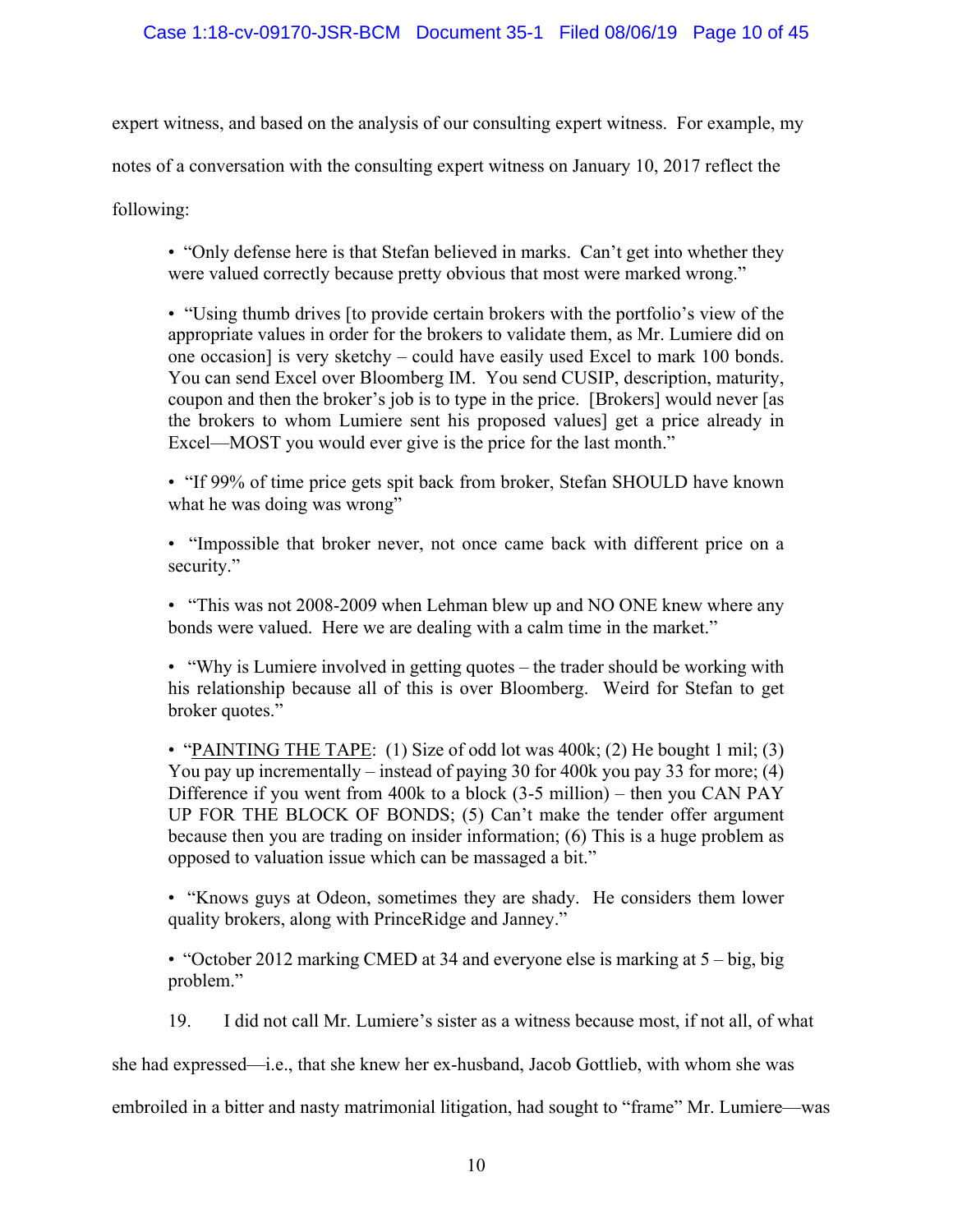expert witness, and based on the analysis of our consulting expert witness. For example, my notes of a conversation with the consulting expert witness on January 10, 2017 reflect the following:

> • "Only defense here is that Stefan believed in marks. Can't get into whether they were valued correctly because pretty obvious that most were marked wrong."
>
> • "Using thumb drives [to provide certain brokers with the portfolio's view of the appropriate values in order for the brokers to validate them, as Mr. Lumiere did on one occasion] is very sketchy – could have easily used Excel to mark 100 bonds. You can send Excel over Bloomberg IM. You send CUSIP, description, maturity, coupon and then the broker's job is to type in the price. [Brokers] would never [as the brokers to whom Lumiere sent his proposed values] get a price already in Excel—MOST you would ever give is the price for the last month."
>
> • "If 99% of time price gets spit back from broker, Stefan SHOULD have known what he was doing was wrong"
>
> • "Impossible that broker never, not once came back with different price on a security."
>
> • "This was not 2008-2009 when Lehman blew up and NO ONE knew where any bonds were valued. Here we are dealing with a calm time in the market."
>
> • "Why is Lumiere involved in getting quotes – the trader should be working with his relationship because all of this is over Bloomberg. Weird for Stefan to get broker quotes."
>
> • "<u>PAINTING THE TAPE</u>: (1) Size of odd lot was 400k; (2) He bought 1 mil; (3) You pay up incrementally – instead of paying 30 for 400k you pay 33 for more; (4) Difference if you went from 400k to a block (3-5 million) – then you CAN PAY UP FOR THE BLOCK OF BONDS; (5) Can't make the tender offer argument because then you are trading on insider information; (6) This is a huge problem as opposed to valuation issue which can be massaged a bit."
>
> • "Knows guys at Odeon, sometimes they are shady. He considers them lower quality brokers, along with PrinceRidge and Janney."
>
> • "October 2012 marking CMED at 34 and everyone else is marking at 5 – big, big problem."

19. I did not call Mr. Lumiere's sister as a witness because most, if not all, of what she had expressed—i.e., that she knew her ex-husband, Jacob Gottlieb, with whom she was embroiled in a bitter and nasty matrimonial litigation, had sought to "frame" Mr. Lumiere—was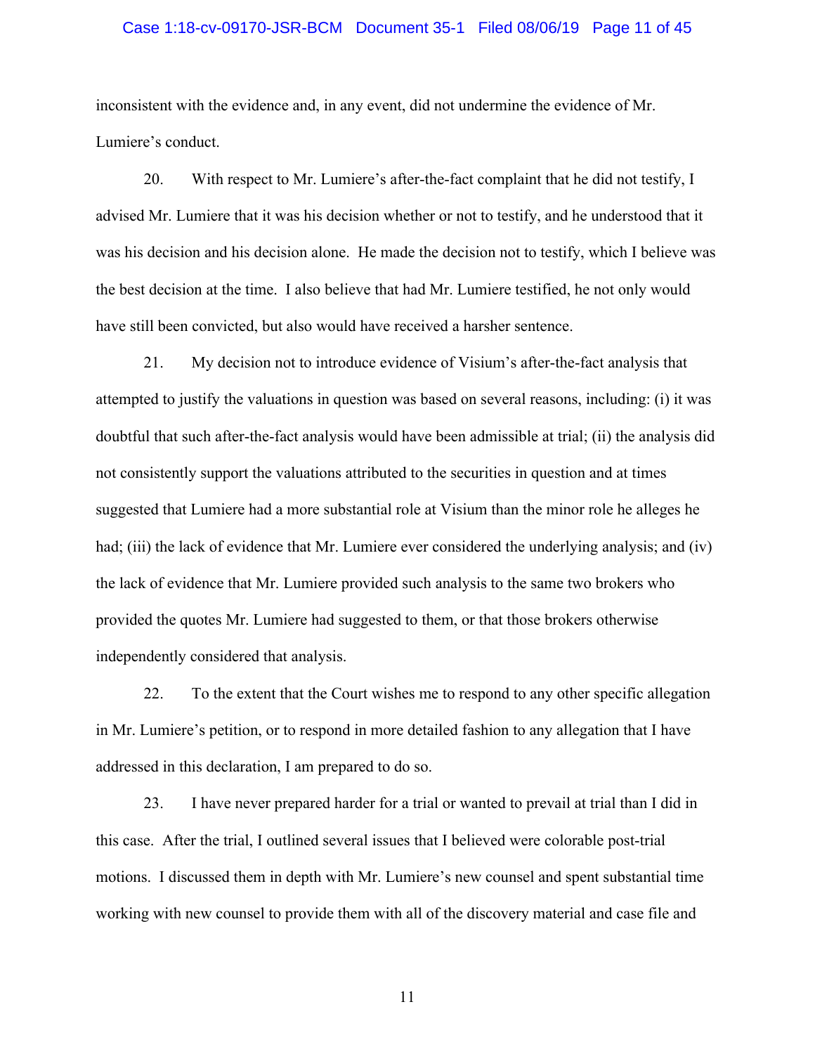inconsistent with the evidence and, in any event, did not undermine the evidence of Mr. Lumiere's conduct.

20. With respect to Mr. Lumiere's after-the-fact complaint that he did not testify, I advised Mr. Lumiere that it was his decision whether or not to testify, and he understood that it was his decision and his decision alone. He made the decision not to testify, which I believe was the best decision at the time. I also believe that had Mr. Lumiere testified, he not only would have still been convicted, but also would have received a harsher sentence.

21. My decision not to introduce evidence of Visium's after-the-fact analysis that attempted to justify the valuations in question was based on several reasons, including: (i) it was doubtful that such after-the-fact analysis would have been admissible at trial; (ii) the analysis did not consistently support the valuations attributed to the securities in question and at times suggested that Lumiere had a more substantial role at Visium than the minor role he alleges he had; (iii) the lack of evidence that Mr. Lumiere ever considered the underlying analysis; and (iv) the lack of evidence that Mr. Lumiere provided such analysis to the same two brokers who provided the quotes Mr. Lumiere had suggested to them, or that those brokers otherwise independently considered that analysis.

22. To the extent that the Court wishes me to respond to any other specific allegation in Mr. Lumiere's petition, or to respond in more detailed fashion to any allegation that I have addressed in this declaration, I am prepared to do so.

23. I have never prepared harder for a trial or wanted to prevail at trial than I did in this case. After the trial, I outlined several issues that I believed were colorable post-trial motions. I discussed them in depth with Mr. Lumiere's new counsel and spent substantial time working with new counsel to provide them with all of the discovery material and case file and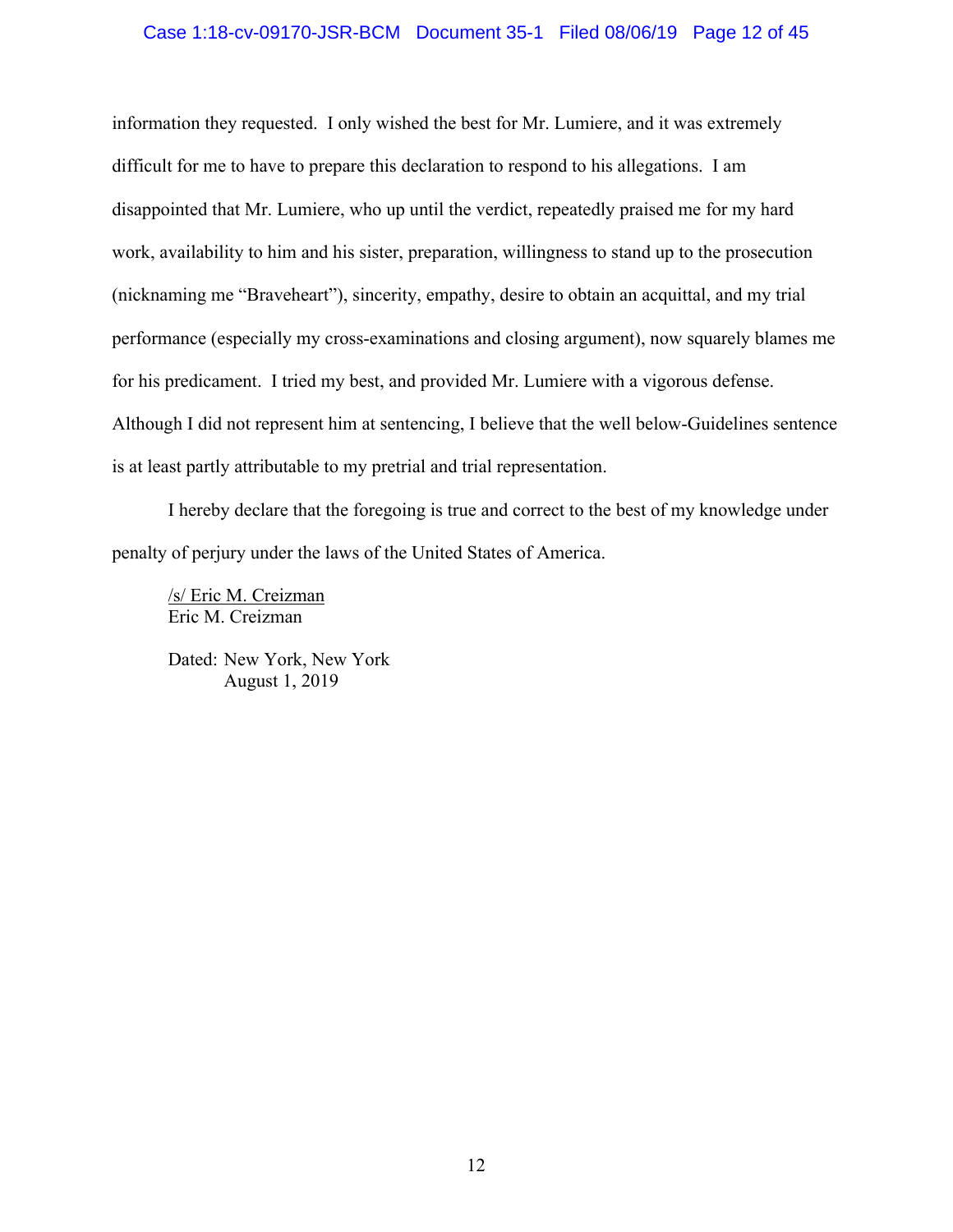information they requested. I only wished the best for Mr. Lumiere, and it was extremely difficult for me to have to prepare this declaration to respond to his allegations. I am disappointed that Mr. Lumiere, who up until the verdict, repeatedly praised me for my hard work, availability to him and his sister, preparation, willingness to stand up to the prosecution (nicknaming me "Braveheart"), sincerity, empathy, desire to obtain an acquittal, and my trial performance (especially my cross-examinations and closing argument), now squarely blames me for his predicament. I tried my best, and provided Mr. Lumiere with a vigorous defense. Although I did not represent him at sentencing, I believe that the well below-Guidelines sentence is at least partly attributable to my pretrial and trial representation.

I hereby declare that the foregoing is true and correct to the best of my knowledge under penalty of perjury under the laws of the United States of America.

/s/ Eric M. Creizman
Eric M. Creizman

Dated: New York, New York
August 1, 2019